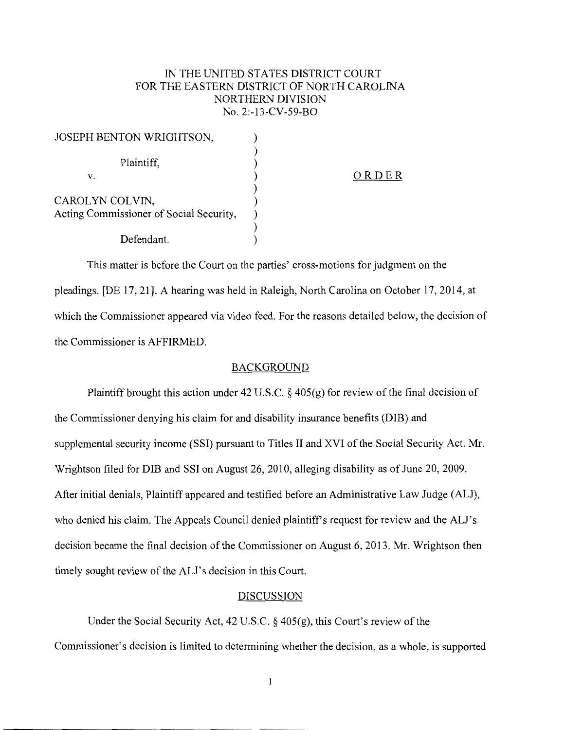IN THE UNITED STATES DISTRICT COURT
FOR THE EASTERN DISTRICT OF NORTH CAROLINA
NORTHERN DIVISION
No. 2:-13-CV-59-BO

JOSEPH BENTON WRIGHTSON,
Plaintiff,
v.
CAROLYN COLVIN,
Acting Commissioner of Social Security,
Defendant.

ORDER

This matter is before the Court on the parties' cross-motions for judgment on the pleadings. [DE 17, 21]. A hearing was held in Raleigh, North Carolina on October 17, 2014, at which the Commissioner appeared via video feed. For the reasons detailed below, the decision of the Commissioner is AFFIRMED.

## BACKGROUND

Plaintiff brought this action under 42 U.S.C. § 405(g) for review of the final decision of the Commissioner denying his claim for and disability insurance benefits (DIB) and supplemental security income (SSI) pursuant to Titles II and XVI of the Social Security Act. Mr. Wrightson filed for DIB and SSI on August 26, 2010, alleging disability as of June 20, 2009. After initial denials, Plaintiff appeared and testified before an Administrative Law Judge (ALJ), who denied his claim. The Appeals Council denied plaintiff's request for review and the ALJ's decision became the final decision of the Commissioner on August 6, 2013. Mr. Wrightson then timely sought review of the ALJ's decision in this Court.

## DISCUSSION

Under the Social Security Act, 42 U.S.C. § 405(g), this Court's review of the Commissioner's decision is limited to determining whether the decision, as a whole, is supported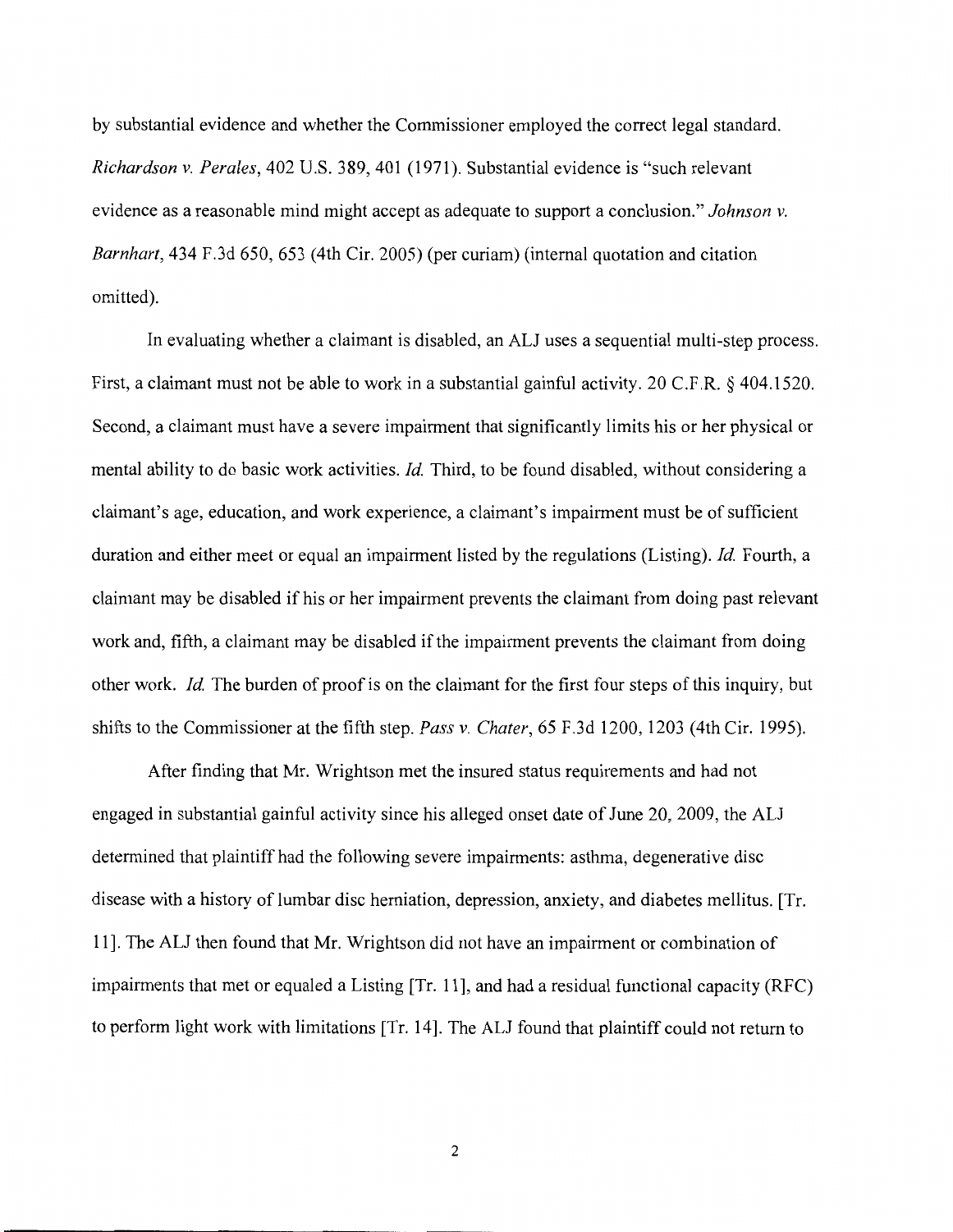by substantial evidence and whether the Commissioner employed the correct legal standard. *Richardson v. Perales*, 402 U.S. 389, 401 (1971). Substantial evidence is "such relevant evidence as a reasonable mind might accept as adequate to support a conclusion." *Johnson v. Barnhart*, 434 F.3d 650, 653 (4th Cir. 2005) (per curiam) (internal quotation and citation omitted).

In evaluating whether a claimant is disabled, an ALJ uses a sequential multi-step process. First, a claimant must not be able to work in a substantial gainful activity. 20 C.F.R. § 404.1520. Second, a claimant must have a severe impairment that significantly limits his or her physical or mental ability to do basic work activities. *Id.* Third, to be found disabled, without considering a claimant's age, education, and work experience, a claimant's impairment must be of sufficient duration and either meet or equal an impairment listed by the regulations (Listing). *Id.* Fourth, a claimant may be disabled if his or her impairment prevents the claimant from doing past relevant work and, fifth, a claimant may be disabled if the impairment prevents the claimant from doing other work. *Id.* The burden of proof is on the claimant for the first four steps of this inquiry, but shifts to the Commissioner at the fifth step. *Pass v. Chater*, 65 F.3d 1200, 1203 (4th Cir. 1995).

After finding that Mr. Wrightson met the insured status requirements and had not engaged in substantial gainful activity since his alleged onset date of June 20, 2009, the ALJ determined that plaintiff had the following severe impairments: asthma, degenerative disc disease with a history of lumbar disc herniation, depression, anxiety, and diabetes mellitus. [Tr. 11]. The ALJ then found that Mr. Wrightson did not have an impairment or combination of impairments that met or equaled a Listing [Tr. 11], and had a residual functional capacity (RFC) to perform light work with limitations [Tr. 14]. The ALJ found that plaintiff could not return to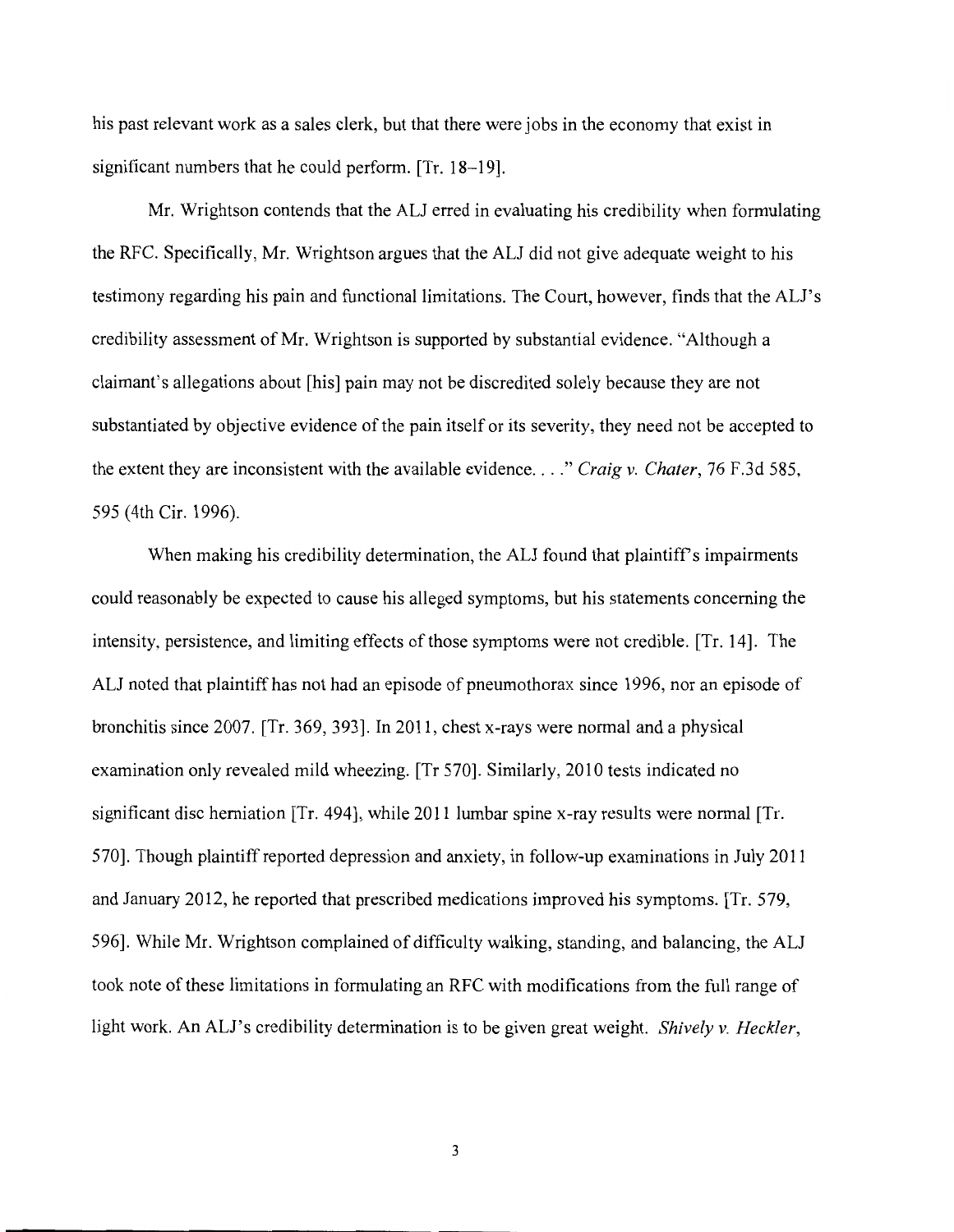his past relevant work as a sales clerk, but that there were jobs in the economy that exist in significant numbers that he could perform. [Tr. 18–19].

Mr. Wrightson contends that the ALJ erred in evaluating his credibility when formulating the RFC. Specifically, Mr. Wrightson argues that the ALJ did not give adequate weight to his testimony regarding his pain and functional limitations. The Court, however, finds that the ALJ's credibility assessment of Mr. Wrightson is supported by substantial evidence. "Although a claimant's allegations about [his] pain may not be discredited solely because they are not substantiated by objective evidence of the pain itself or its severity, they need not be accepted to the extent they are inconsistent with the available evidence. . . ." *Craig v. Chater*, 76 F.3d 585, 595 (4th Cir. 1996).

When making his credibility determination, the ALJ found that plaintiff's impairments could reasonably be expected to cause his alleged symptoms, but his statements concerning the intensity, persistence, and limiting effects of those symptoms were not credible. [Tr. 14]. The ALJ noted that plaintiff has not had an episode of pneumothorax since 1996, nor an episode of bronchitis since 2007. [Tr. 369, 393]. In 2011, chest x-rays were normal and a physical examination only revealed mild wheezing. [Tr 570]. Similarly, 2010 tests indicated no significant disc herniation [Tr. 494], while 2011 lumbar spine x-ray results were normal [Tr. 570]. Though plaintiff reported depression and anxiety, in follow-up examinations in July 2011 and January 2012, he reported that prescribed medications improved his symptoms. [Tr. 579, 596]. While Mr. Wrightson complained of difficulty walking, standing, and balancing, the ALJ took note of these limitations in formulating an RFC with modifications from the full range of light work. An ALJ's credibility determination is to be given great weight. *Shively v. Heckler*,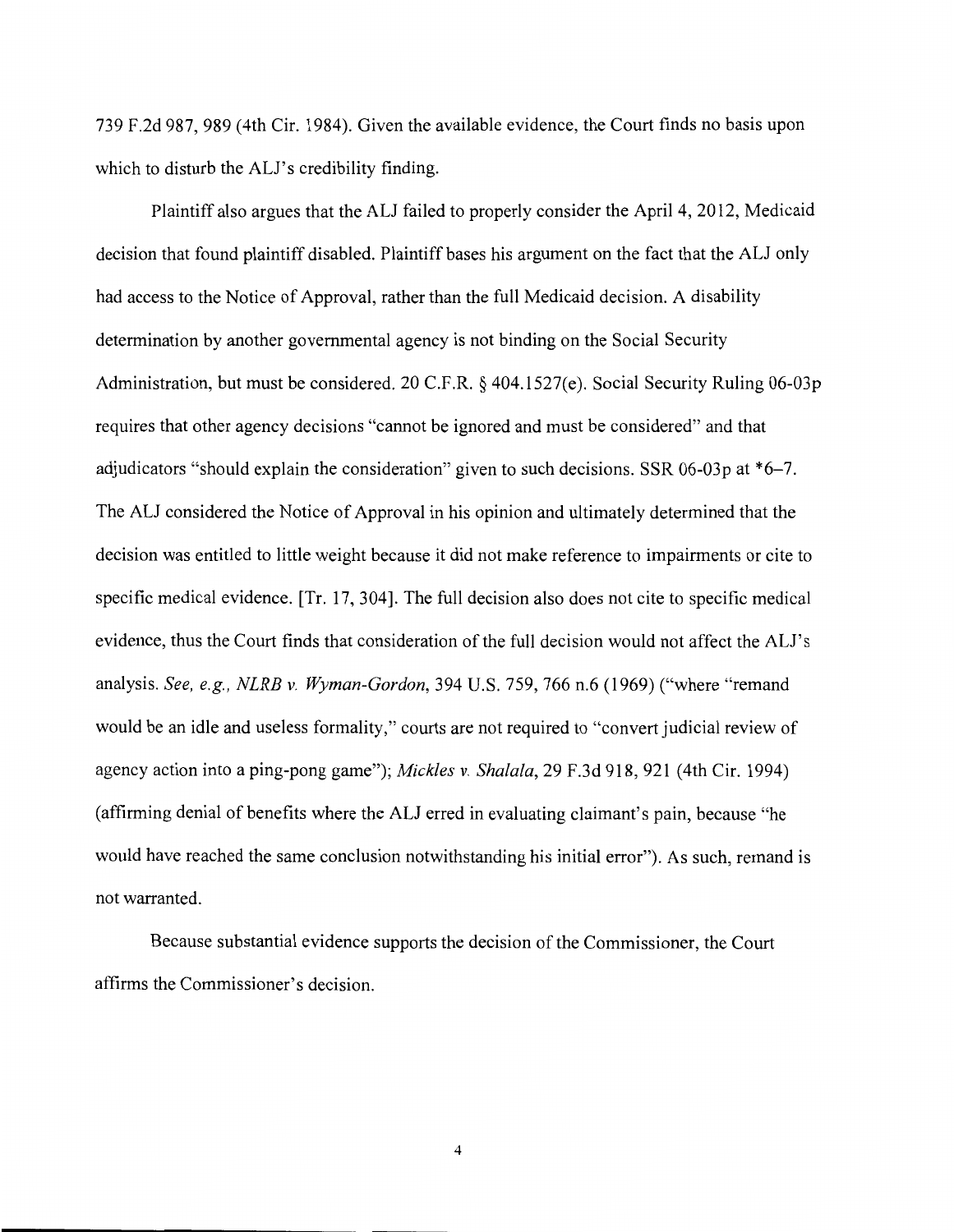739 F.2d 987, 989 (4th Cir. 1984). Given the available evidence, the Court finds no basis upon which to disturb the ALJ's credibility finding.

Plaintiff also argues that the ALJ failed to properly consider the April 4, 2012, Medicaid decision that found plaintiff disabled. Plaintiff bases his argument on the fact that the ALJ only had access to the Notice of Approval, rather than the full Medicaid decision. A disability determination by another governmental agency is not binding on the Social Security Administration, but must be considered. 20 C.F.R. § 404.1527(e). Social Security Ruling 06-03p requires that other agency decisions "cannot be ignored and must be considered" and that adjudicators "should explain the consideration" given to such decisions. SSR 06-03p at *6–7. The ALJ considered the Notice of Approval in his opinion and ultimately determined that the decision was entitled to little weight because it did not make reference to impairments or cite to specific medical evidence. [Tr. 17, 304]. The full decision also does not cite to specific medical evidence, thus the Court finds that consideration of the full decision would not affect the ALJ's analysis. *See, e.g., NLRB v. Wyman-Gordon*, 394 U.S. 759, 766 n.6 (1969) ("where "remand would be an idle and useless formality," courts are not required to "convert judicial review of agency action into a ping-pong game"); *Mickles v. Shalala*, 29 F.3d 918, 921 (4th Cir. 1994) (affirming denial of benefits where the ALJ erred in evaluating claimant's pain, because "he would have reached the same conclusion notwithstanding his initial error"). As such, remand is not warranted.

Because substantial evidence supports the decision of the Commissioner, the Court affirms the Commissioner's decision.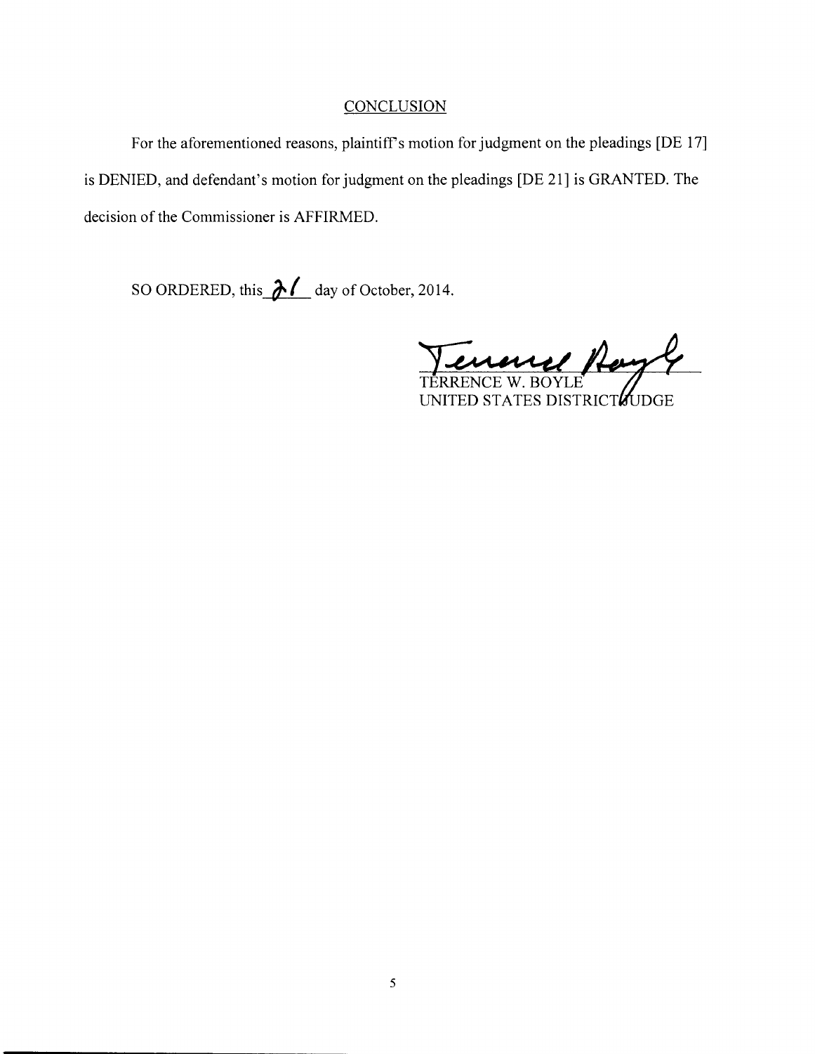## CONCLUSION

For the aforementioned reasons, plaintiff's motion for judgment on the pleadings [DE 17] is DENIED, and defendant's motion for judgment on the pleadings [DE 21] is GRANTED. The decision of the Commissioner is AFFIRMED.

SO ORDERED, this 21 day of October, 2014.

TERRENCE W. BOYLE
UNITED STATES DISTRICT JUDGE